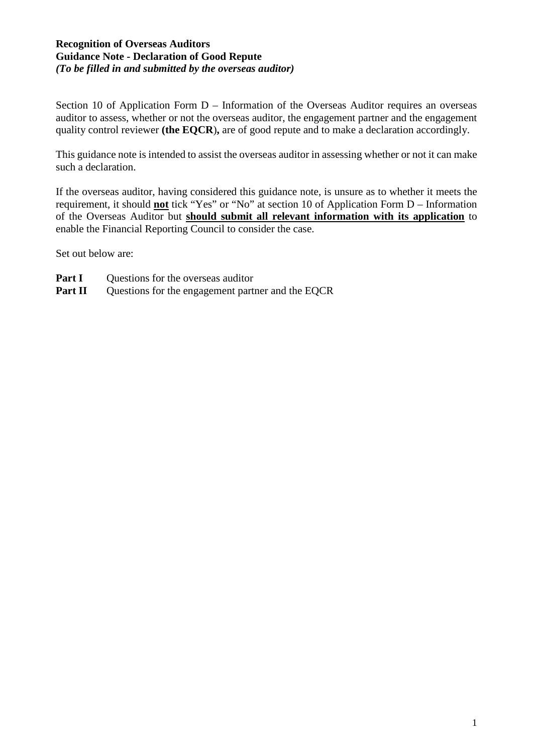**Recognition of Overseas Auditors**
**Guidance Note - Declaration of Good Repute**
***(To be filled in and submitted by the overseas auditor)***

Section 10 of Application Form D – Information of the Overseas Auditor requires an overseas auditor to assess, whether or not the overseas auditor, the engagement partner and the engagement quality control reviewer **(the EQCR)**, are of good repute and to make a declaration accordingly.

This guidance note is intended to assist the overseas auditor in assessing whether or not it can make such a declaration.

If the overseas auditor, having considered this guidance note, is unsure as to whether it meets the requirement, it should <u>**not**</u> tick "Yes" or "No" at section 10 of Application Form D – Information of the Overseas Auditor but <u>**should submit all relevant information with its application**</u> to enable the Financial Reporting Council to consider the case.

Set out below are:

**Part I** Questions for the overseas auditor
**Part II** Questions for the engagement partner and the EQCR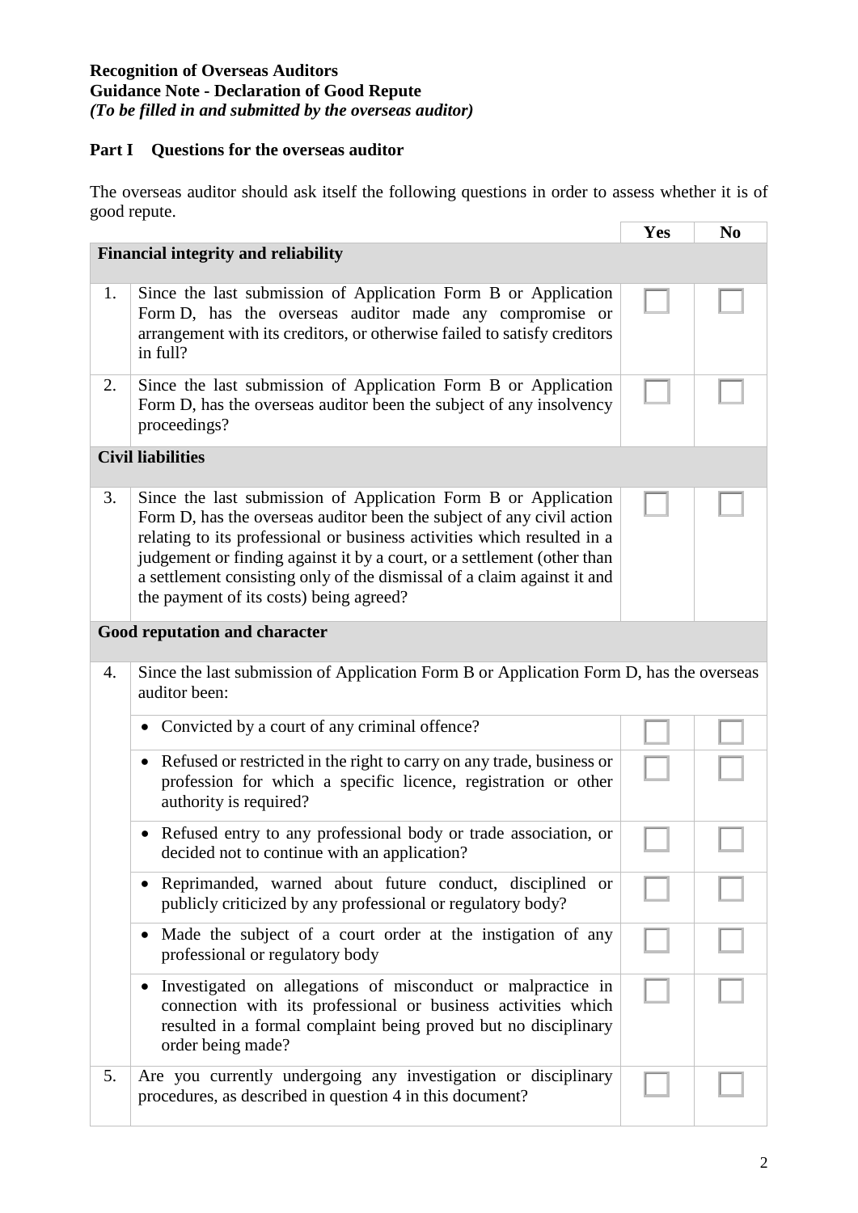**Recognition of Overseas Auditors**
**Guidance Note - Declaration of Good Repute**
***(To be filled in and submitted by the overseas auditor)***

## Part I Questions for the overseas auditor

The overseas auditor should ask itself the following questions in order to assess whether it is of good repute.

| | | Yes | No |
|---|---|---|---|
| **Financial integrity and reliability** | | | |
| 1. | Since the last submission of Application Form B or Application Form D, has the overseas auditor made any compromise or arrangement with its creditors, or otherwise failed to satisfy creditors in full? | ☐ | ☐ |
| 2. | Since the last submission of Application Form B or Application Form D, has the overseas auditor been the subject of any insolvency proceedings? | ☐ | ☐ |
| **Civil liabilities** | | | |
| 3. | Since the last submission of Application Form B or Application Form D, has the overseas auditor been the subject of any civil action relating to its professional or business activities which resulted in a judgement or finding against it by a court, or a settlement (other than a settlement consisting only of the dismissal of a claim against it and the payment of its costs) being agreed? | ☐ | ☐ |
| **Good reputation and character** | | | |
| 4. | Since the last submission of Application Form B or Application Form D, has the overseas auditor been: | | |
| | • Convicted by a court of any criminal offence? | ☐ | ☐ |
| | • Refused or restricted in the right to carry on any trade, business or profession for which a specific licence, registration or other authority is required? | ☐ | ☐ |
| | • Refused entry to any professional body or trade association, or decided not to continue with an application? | ☐ | ☐ |
| | • Reprimanded, warned about future conduct, disciplined or publicly criticized by any professional or regulatory body? | ☐ | ☐ |
| | • Made the subject of a court order at the instigation of any professional or regulatory body | ☐ | ☐ |
| | • Investigated on allegations of misconduct or malpractice in connection with its professional or business activities which resulted in a formal complaint being proved but no disciplinary order being made? | ☐ | ☐ |
| 5. | Are you currently undergoing any investigation or disciplinary procedures, as described in question 4 in this document? | ☐ | ☐ |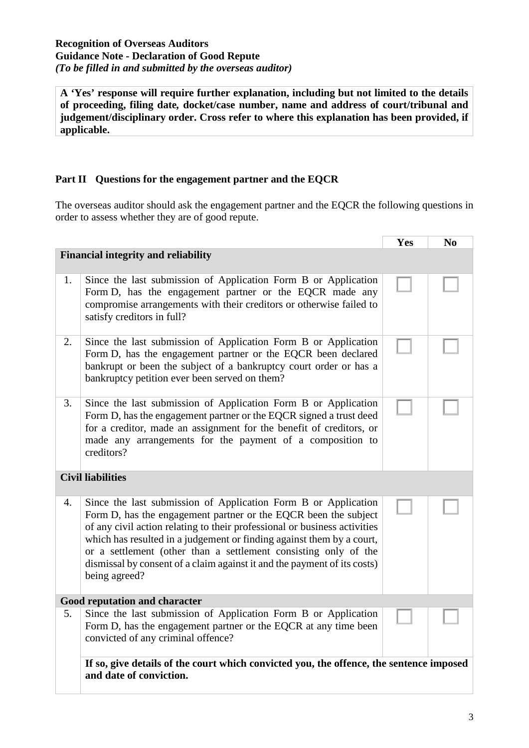**Recognition of Overseas Auditors**
**Guidance Note - Declaration of Good Repute**
***(To be filled in and submitted by the overseas auditor)***

**A 'Yes' response will require further explanation, including but not limited to the details of proceeding, filing date, docket/case number, name and address of court/tribunal and judgement/disciplinary order. Cross refer to where this explanation has been provided, if applicable.**

## Part II Questions for the engagement partner and the EQCR

The overseas auditor should ask the engagement partner and the EQCR the following questions in order to assess whether they are of good repute.

| | | Yes | No |
|---|---|---|---|
| **Financial integrity and reliability** | | | |
| 1. | Since the last submission of Application Form B or Application Form D, has the engagement partner or the EQCR made any compromise arrangements with their creditors or otherwise failed to satisfy creditors in full? | ☐ | ☐ |
| 2. | Since the last submission of Application Form B or Application Form D, has the engagement partner or the EQCR been declared bankrupt or been the subject of a bankruptcy court order or has a bankruptcy petition ever been served on them? | ☐ | ☐ |
| 3. | Since the last submission of Application Form B or Application Form D, has the engagement partner or the EQCR signed a trust deed for a creditor, made an assignment for the benefit of creditors, or made any arrangements for the payment of a composition to creditors? | ☐ | ☐ |
| **Civil liabilities** | | | |
| 4. | Since the last submission of Application Form B or Application Form D, has the engagement partner or the EQCR been the subject of any civil action relating to their professional or business activities which has resulted in a judgement or finding against them by a court, or a settlement (other than a settlement consisting only of the dismissal by consent of a claim against it and the payment of its costs) being agreed? | ☐ | ☐ |
| **Good reputation and character** | | | |
| 5. | Since the last submission of Application Form B or Application Form D, has the engagement partner or the EQCR at any time been convicted of any criminal offence? | ☐ | ☐ |
| | **If so, give details of the court which convicted you, the offence, the sentence imposed and date of conviction.** | | |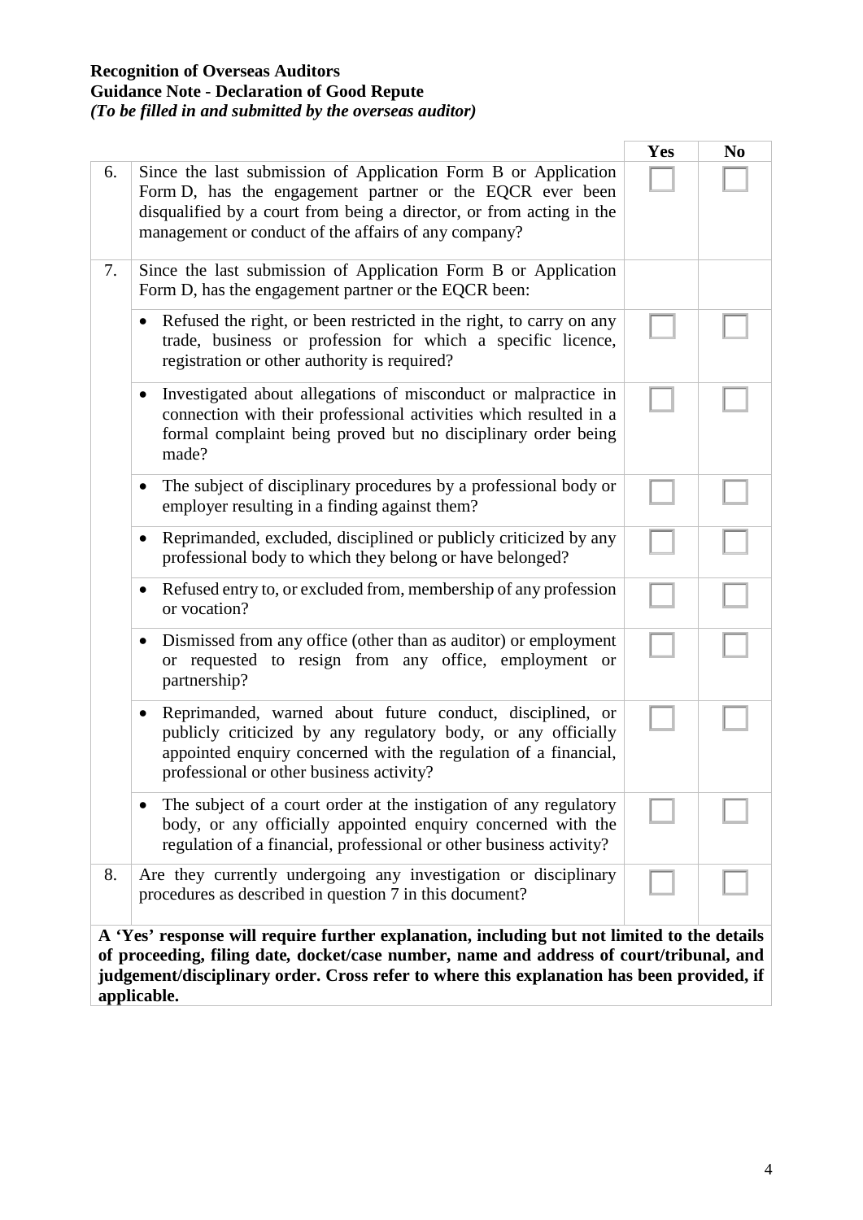**Recognition of Overseas Auditors**
**Guidance Note - Declaration of Good Repute**
***(To be filled in and submitted by the overseas auditor)***

| | | Yes | No |
|---|---|---|---|
| 6. | Since the last submission of Application Form B or Application Form D, has the engagement partner or the EQCR ever been disqualified by a court from being a director, or from acting in the management or conduct of the affairs of any company? | ☐ | ☐ |
| 7. | Since the last submission of Application Form B or Application Form D, has the engagement partner or the EQCR been: | | |
| | • Refused the right, or been restricted in the right, to carry on any trade, business or profession for which a specific licence, registration or other authority is required? | ☐ | ☐ |
| | • Investigated about allegations of misconduct or malpractice in connection with their professional activities which resulted in a formal complaint being proved but no disciplinary order being made? | ☐ | ☐ |
| | • The subject of disciplinary procedures by a professional body or employer resulting in a finding against them? | ☐ | ☐ |
| | • Reprimanded, excluded, disciplined or publicly criticized by any professional body to which they belong or have belonged? | ☐ | ☐ |
| | • Refused entry to, or excluded from, membership of any profession or vocation? | ☐ | ☐ |
| | • Dismissed from any office (other than as auditor) or employment or requested to resign from any office, employment or partnership? | ☐ | ☐ |
| | • Reprimanded, warned about future conduct, disciplined, or publicly criticized by any regulatory body, or any officially appointed enquiry concerned with the regulation of a financial, professional or other business activity? | ☐ | ☐ |
| | • The subject of a court order at the instigation of any regulatory body, or any officially appointed enquiry concerned with the regulation of a financial, professional or other business activity? | ☐ | ☐ |
| 8. | Are they currently undergoing any investigation or disciplinary procedures as described in question 7 in this document? | ☐ | ☐ |

**A 'Yes' response will require further explanation, including but not limited to the details of proceeding, filing date, docket/case number, name and address of court/tribunal, and judgement/disciplinary order. Cross refer to where this explanation has been provided, if applicable.**